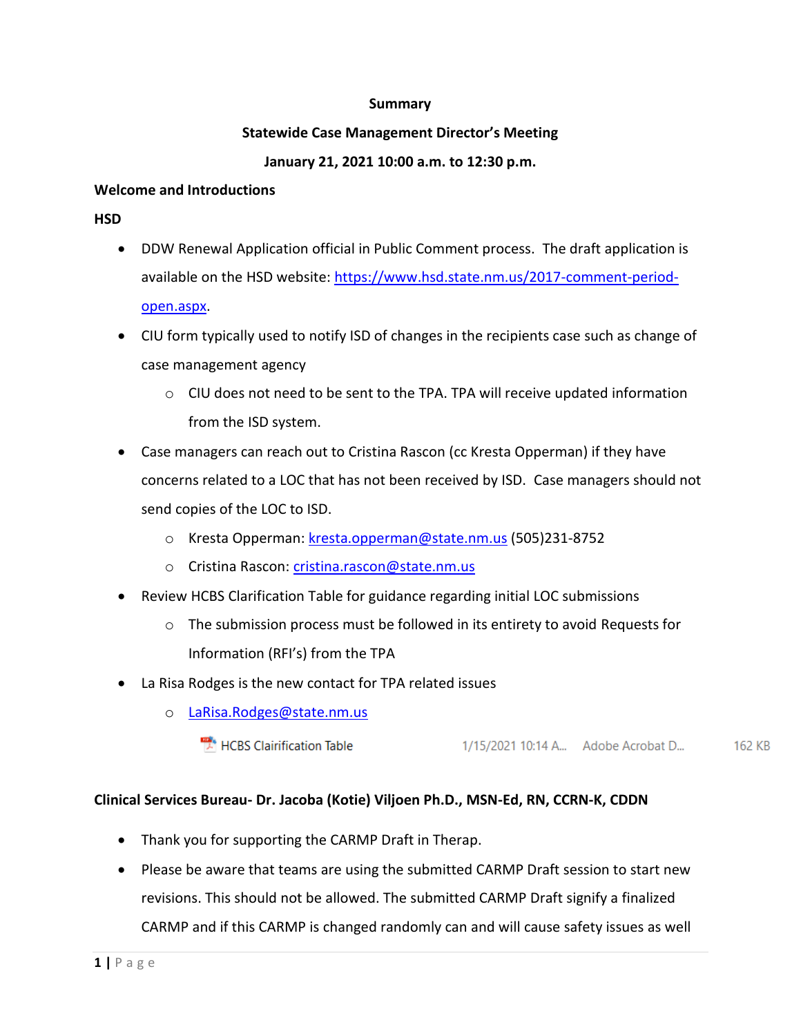**Summary**

**Statewide Case Management Director's Meeting**

**January 21, 2021 10:00 a.m. to 12:30 p.m.**

**Welcome and Introductions**

**HSD**

- DDW Renewal Application official in Public Comment process. The draft application is available on the HSD website: https://www.hsd.state.nm.us/2017-comment-period-open.aspx.
- CIU form typically used to notify ISD of changes in the recipients case such as change of case management agency
  - CIU does not need to be sent to the TPA. TPA will receive updated information from the ISD system.
- Case managers can reach out to Cristina Rascon (cc Kresta Opperman) if they have concerns related to a LOC that has not been received by ISD. Case managers should not send copies of the LOC to ISD.
  - Kresta Opperman: kresta.opperman@state.nm.us (505)231-8752
  - Cristina Rascon: cristina.rascon@state.nm.us
- Review HCBS Clarification Table for guidance regarding initial LOC submissions
  - The submission process must be followed in its entirety to avoid Requests for Information (RFI's) from the TPA
- La Risa Rodges is the new contact for TPA related issues
  - LaRisa.Rodges@state.nm.us

| HCBS Clairification Table | 1/15/2021 10:14 A... | Adobe Acrobat D... | 162 KB |
|---|---|---|---|

**Clinical Services Bureau- Dr. Jacoba (Kotie) Viljoen Ph.D., MSN-Ed, RN, CCRN-K, CDDN**

- Thank you for supporting the CARMP Draft in Therap.
- Please be aware that teams are using the submitted CARMP Draft session to start new revisions. This should not be allowed. The submitted CARMP Draft signify a finalized CARMP and if this CARMP is changed randomly can and will cause safety issues as well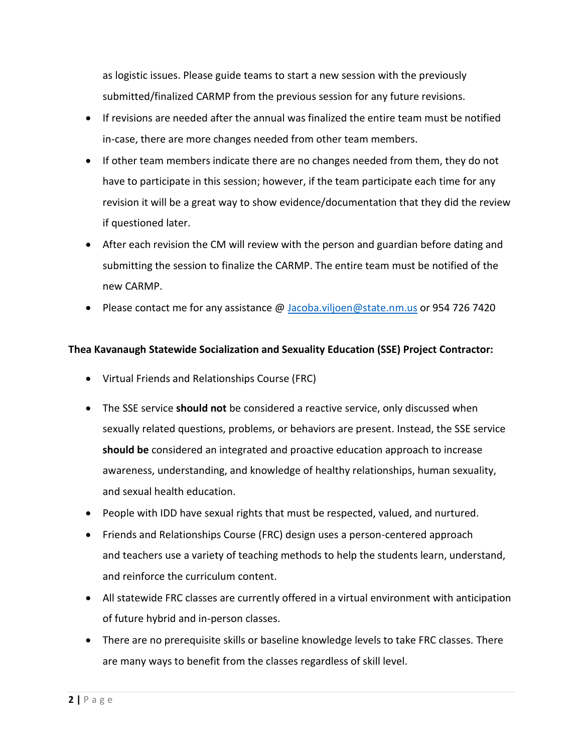as logistic issues. Please guide teams to start a new session with the previously submitted/finalized CARMP from the previous session for any future revisions.

- If revisions are needed after the annual was finalized the entire team must be notified in-case, there are more changes needed from other team members.
- If other team members indicate there are no changes needed from them, they do not have to participate in this session; however, if the team participate each time for any revision it will be a great way to show evidence/documentation that they did the review if questioned later.
- After each revision the CM will review with the person and guardian before dating and submitting the session to finalize the CARMP. The entire team must be notified of the new CARMP.
- Please contact me for any assistance @ Jacoba.viljoen@state.nm.us or 954 726 7420

**Thea Kavanaugh Statewide Socialization and Sexuality Education (SSE) Project Contractor:**

- Virtual Friends and Relationships Course (FRC)
- The SSE service **should not** be considered a reactive service, only discussed when sexually related questions, problems, or behaviors are present. Instead, the SSE service **should be** considered an integrated and proactive education approach to increase awareness, understanding, and knowledge of healthy relationships, human sexuality, and sexual health education.
- People with IDD have sexual rights that must be respected, valued, and nurtured.
- Friends and Relationships Course (FRC) design uses a person-centered approach and teachers use a variety of teaching methods to help the students learn, understand, and reinforce the curriculum content.
- All statewide FRC classes are currently offered in a virtual environment with anticipation of future hybrid and in-person classes.
- There are no prerequisite skills or baseline knowledge levels to take FRC classes. There are many ways to benefit from the classes regardless of skill level.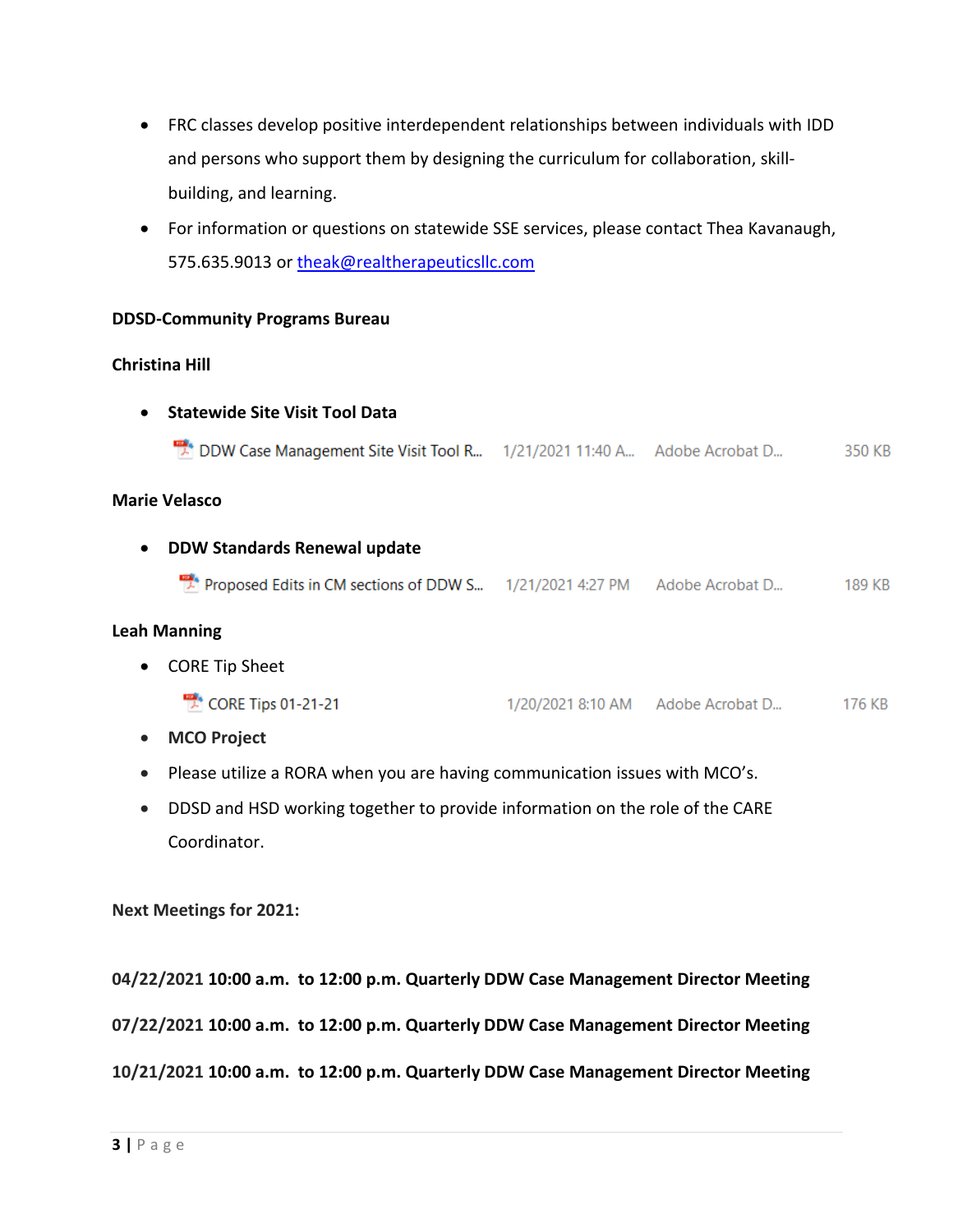- FRC classes develop positive interdependent relationships between individuals with IDD and persons who support them by designing the curriculum for collaboration, skill-building, and learning.
- For information or questions on statewide SSE services, please contact Thea Kavanaugh, 575.635.9013 or theak@realtherapeuticsllc.com

**DDSD-Community Programs Bureau**

**Christina Hill**

- **Statewide Site Visit Tool Data**

  DDW Case Management Site Visit Tool R... 1/21/2021 11:40 A... Adobe Acrobat D... 350 KB

**Marie Velasco**

- **DDW Standards Renewal update**

  Proposed Edits in CM sections of DDW S... 1/21/2021 4:27 PM Adobe Acrobat D... 189 KB

**Leah Manning**

- CORE Tip Sheet

  CORE Tips 01-21-21 1/20/2021 8:10 AM Adobe Acrobat D... 176 KB

- **MCO Project**
- Please utilize a RORA when you are having communication issues with MCO's.
- DDSD and HSD working together to provide information on the role of the CARE Coordinator.

**Next Meetings for 2021:**

**04/22/2021 10:00 a.m. to 12:00 p.m. Quarterly DDW Case Management Director Meeting**

**07/22/2021 10:00 a.m. to 12:00 p.m. Quarterly DDW Case Management Director Meeting**

**10/21/2021 10:00 a.m. to 12:00 p.m. Quarterly DDW Case Management Director Meeting**